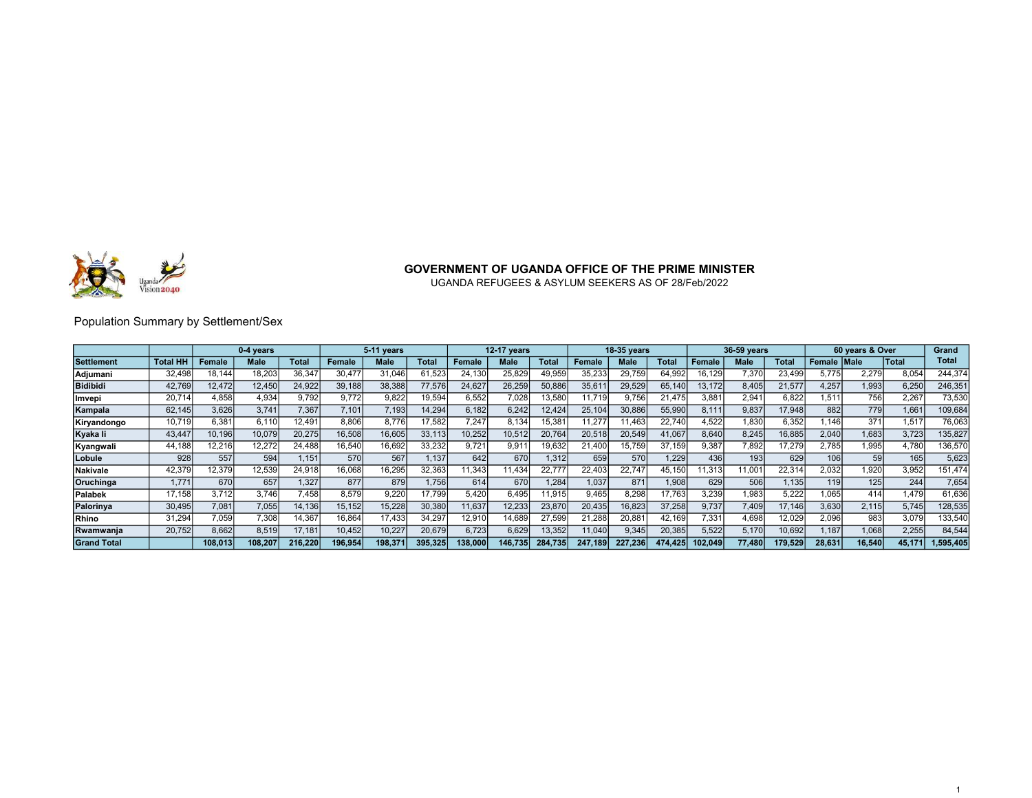**GOVERNMENT OF UGANDA OFFICE OF THE PRIME MINISTER**

UGANDA REFUGEES & ASYLUM SEEKERS AS OF 28/Feb/2022

Population Summary by Settlement/Sex

| | | 0-4 years | | | 5-11 years | | | 12-17 years | | | 18-35 years | | | 36-59 years | | | 60 years & Over | | | Grand |
|---|---|---|---|---|---|---|---|---|---|---|---|---|---|---|---|---|---|---|---|---|
| Settlement | Total HH | Female | Male | Total | Female | Male | Total | Female | Male | Total | Female | Male | Total | Female | Male | Total | Female | Male | Total | Total |
| Adjumani | 32,498 | 18,144 | 18,203 | 36,347 | 30,477 | 31,046 | 61,523 | 24,130 | 25,829 | 49,959 | 35,233 | 29,759 | 64,992 | 16,129 | 7,370 | 23,499 | 5,775 | 2,279 | 8,054 | 244,374 |
| Bidibidi | 42,769 | 12,472 | 12,450 | 24,922 | 39,188 | 38,388 | 77,576 | 24,627 | 26,259 | 50,886 | 35,611 | 29,529 | 65,140 | 13,172 | 8,405 | 21,577 | 4,257 | 1,993 | 6,250 | 246,351 |
| Imvepi | 20,714 | 4,858 | 4,934 | 9,792 | 9,772 | 9,822 | 19,594 | 6,552 | 7,028 | 13,580 | 11,719 | 9,756 | 21,475 | 3,881 | 2,941 | 6,822 | 1,511 | 756 | 2,267 | 73,530 |
| Kampala | 62,145 | 3,626 | 3,741 | 7,367 | 7,101 | 7,193 | 14,294 | 6,182 | 6,242 | 12,424 | 25,104 | 30,886 | 55,990 | 8,111 | 9,837 | 17,948 | 882 | 779 | 1,661 | 109,684 |
| Kiryandongo | 10,719 | 6,381 | 6,110 | 12,491 | 8,806 | 8,776 | 17,582 | 7,247 | 8,134 | 15,381 | 11,277 | 11,463 | 22,740 | 4,522 | 1,830 | 6,352 | 1,146 | 371 | 1,517 | 76,063 |
| Kyaka Ii | 43,447 | 10,196 | 10,079 | 20,275 | 16,508 | 16,605 | 33,113 | 10,252 | 10,512 | 20,764 | 20,518 | 20,549 | 41,067 | 8,640 | 8,245 | 16,885 | 2,040 | 1,683 | 3,723 | 135,827 |
| Kyangwali | 44,188 | 12,216 | 12,272 | 24,488 | 16,540 | 16,692 | 33,232 | 9,721 | 9,911 | 19,632 | 21,400 | 15,759 | 37,159 | 9,387 | 7,892 | 17,279 | 2,785 | 1,995 | 4,780 | 136,570 |
| Lobule | 928 | 557 | 594 | 1,151 | 570 | 567 | 1,137 | 642 | 670 | 1,312 | 659 | 570 | 1,229 | 436 | 193 | 629 | 106 | 59 | 165 | 5,623 |
| Nakivale | 42,379 | 12,379 | 12,539 | 24,918 | 16,068 | 16,295 | 32,363 | 11,343 | 11,434 | 22,777 | 22,403 | 22,747 | 45,150 | 11,313 | 11,001 | 22,314 | 2,032 | 1,920 | 3,952 | 151,474 |
| Oruchinga | 1,771 | 670 | 657 | 1,327 | 877 | 879 | 1,756 | 614 | 670 | 1,284 | 1,037 | 871 | 1,908 | 629 | 506 | 1,135 | 119 | 125 | 244 | 7,654 |
| Palabek | 17,158 | 3,712 | 3,746 | 7,458 | 8,579 | 9,220 | 17,799 | 5,420 | 6,495 | 11,915 | 9,465 | 8,298 | 17,763 | 3,239 | 1,983 | 5,222 | 1,065 | 414 | 1,479 | 61,636 |
| Palorinya | 30,495 | 7,081 | 7,055 | 14,136 | 15,152 | 15,228 | 30,380 | 11,637 | 12,233 | 23,870 | 20,435 | 16,823 | 37,258 | 9,737 | 7,409 | 17,146 | 3,630 | 2,115 | 5,745 | 128,535 |
| Rhino | 31,294 | 7,059 | 7,308 | 14,367 | 16,864 | 17,433 | 34,297 | 12,910 | 14,689 | 27,599 | 21,288 | 20,881 | 42,169 | 7,331 | 4,698 | 12,029 | 2,096 | 983 | 3,079 | 133,540 |
| Rwamwanja | 20,752 | 8,662 | 8,519 | 17,181 | 10,452 | 10,227 | 20,679 | 6,723 | 6,629 | 13,352 | 11,040 | 9,345 | 20,385 | 5,522 | 5,170 | 10,692 | 1,187 | 1,068 | 2,255 | 84,544 |
| **Grand Total** | | **108,013** | **108,207** | **216,220** | **196,954** | **198,371** | **395,325** | **138,000** | **146,735** | **284,735** | **247,189** | **227,236** | **474,425** | **102,049** | **77,480** | **179,529** | **28,631** | **16,540** | **45,171** | **1,595,405** |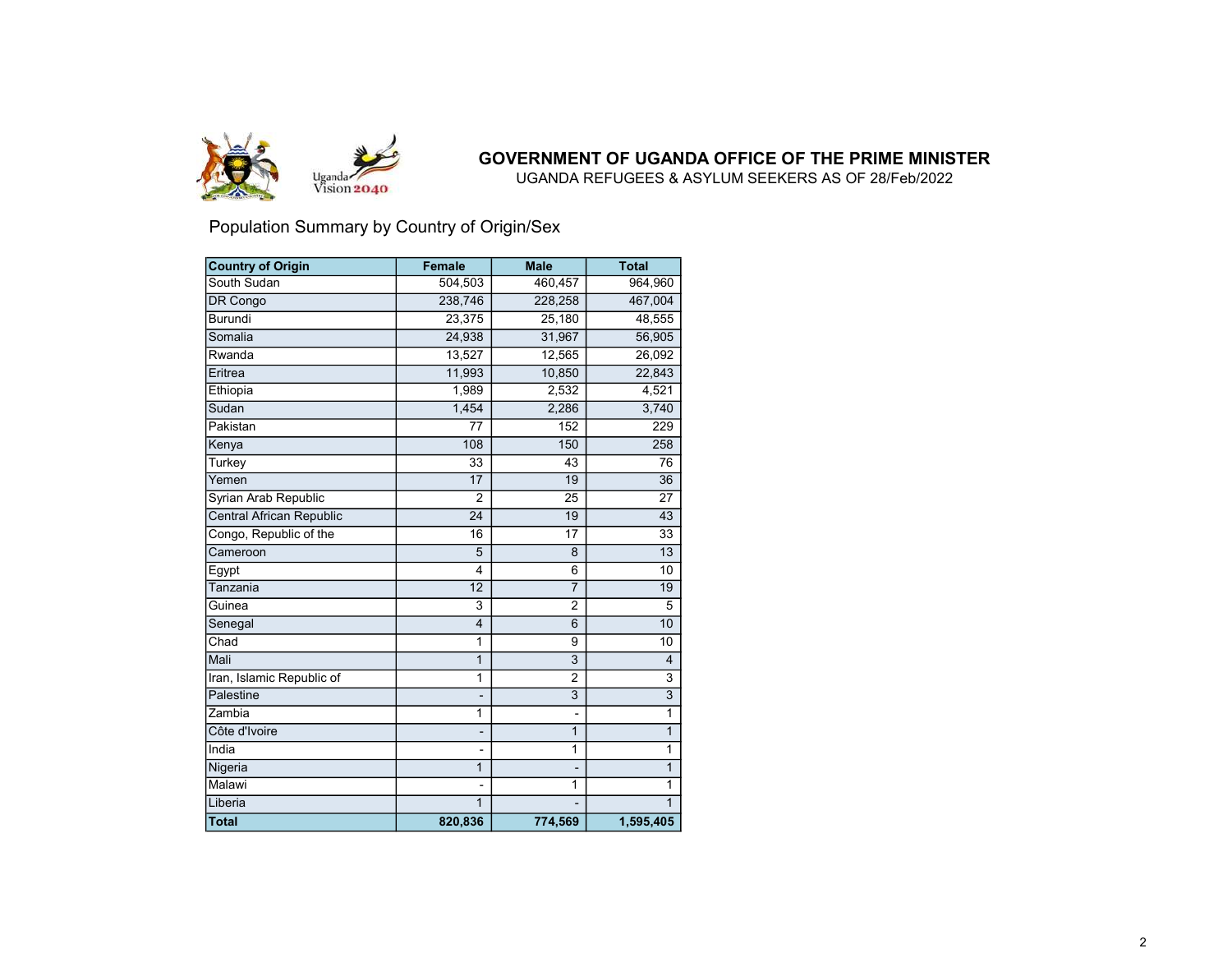# GOVERNMENT OF UGANDA OFFICE OF THE PRIME MINISTER

UGANDA REFUGEES & ASYLUM SEEKERS AS OF 28/Feb/2022

## Population Summary by Country of Origin/Sex

| Country of Origin | Female | Male | Total |
|---|---|---|---|
| South Sudan | 504,503 | 460,457 | 964,960 |
| DR Congo | 238,746 | 228,258 | 467,004 |
| Burundi | 23,375 | 25,180 | 48,555 |
| Somalia | 24,938 | 31,967 | 56,905 |
| Rwanda | 13,527 | 12,565 | 26,092 |
| Eritrea | 11,993 | 10,850 | 22,843 |
| Ethiopia | 1,989 | 2,532 | 4,521 |
| Sudan | 1,454 | 2,286 | 3,740 |
| Pakistan | 77 | 152 | 229 |
| Kenya | 108 | 150 | 258 |
| Turkey | 33 | 43 | 76 |
| Yemen | 17 | 19 | 36 |
| Syrian Arab Republic | 2 | 25 | 27 |
| Central African Republic | 24 | 19 | 43 |
| Congo, Republic of the | 16 | 17 | 33 |
| Cameroon | 5 | 8 | 13 |
| Egypt | 4 | 6 | 10 |
| Tanzania | 12 | 7 | 19 |
| Guinea | 3 | 2 | 5 |
| Senegal | 4 | 6 | 10 |
| Chad | 1 | 9 | 10 |
| Mali | 1 | 3 | 4 |
| Iran, Islamic Republic of | 1 | 2 | 3 |
| Palestine | - | 3 | 3 |
| Zambia | 1 | - | 1 |
| Côte d'Ivoire | - | 1 | 1 |
| India | - | 1 | 1 |
| Nigeria | 1 | - | 1 |
| Malawi | - | 1 | 1 |
| Liberia | 1 | - | 1 |
| **Total** | **820,836** | **774,569** | **1,595,405** |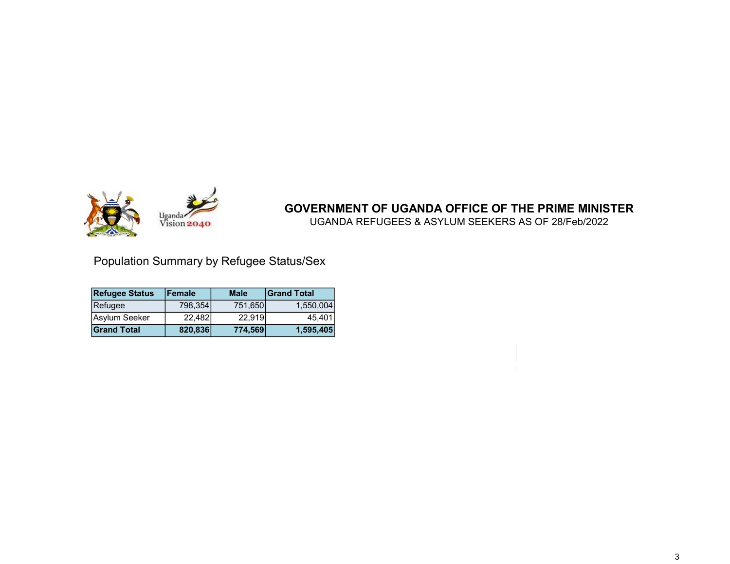**GOVERNMENT OF UGANDA OFFICE OF THE PRIME MINISTER**

UGANDA REFUGEES & ASYLUM SEEKERS AS OF 28/Feb/2022

## Population Summary by Refugee Status/Sex

| Refugee Status | Female | Male | Grand Total |
|---|---|---|---|
| Refugee | 798,354 | 751,650 | 1,550,004 |
| Asylum Seeker | 22,482 | 22,919 | 45,401 |
| **Grand Total** | **820,836** | **774,569** | **1,595,405** |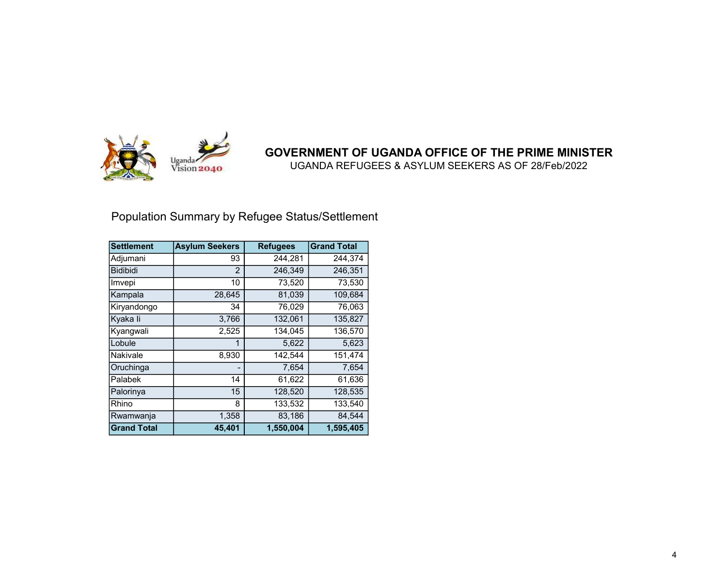# GOVERNMENT OF UGANDA OFFICE OF THE PRIME MINISTER

UGANDA REFUGEES & ASYLUM SEEKERS AS OF 28/Feb/2022

## Population Summary by Refugee Status/Settlement

| Settlement | Asylum Seekers | Refugees | Grand Total |
|---|---|---|---|
| Adjumani | 93 | 244,281 | 244,374 |
| Bidibidi | 2 | 246,349 | 246,351 |
| Imvepi | 10 | 73,520 | 73,530 |
| Kampala | 28,645 | 81,039 | 109,684 |
| Kiryandongo | 34 | 76,029 | 76,063 |
| Kyaka Ii | 3,766 | 132,061 | 135,827 |
| Kyangwali | 2,525 | 134,045 | 136,570 |
| Lobule | 1 | 5,622 | 5,623 |
| Nakivale | 8,930 | 142,544 | 151,474 |
| Oruchinga | - | 7,654 | 7,654 |
| Palabek | 14 | 61,622 | 61,636 |
| Palorinya | 15 | 128,520 | 128,535 |
| Rhino | 8 | 133,532 | 133,540 |
| Rwamwanja | 1,358 | 83,186 | 84,544 |
| **Grand Total** | **45,401** | **1,550,004** | **1,595,405** |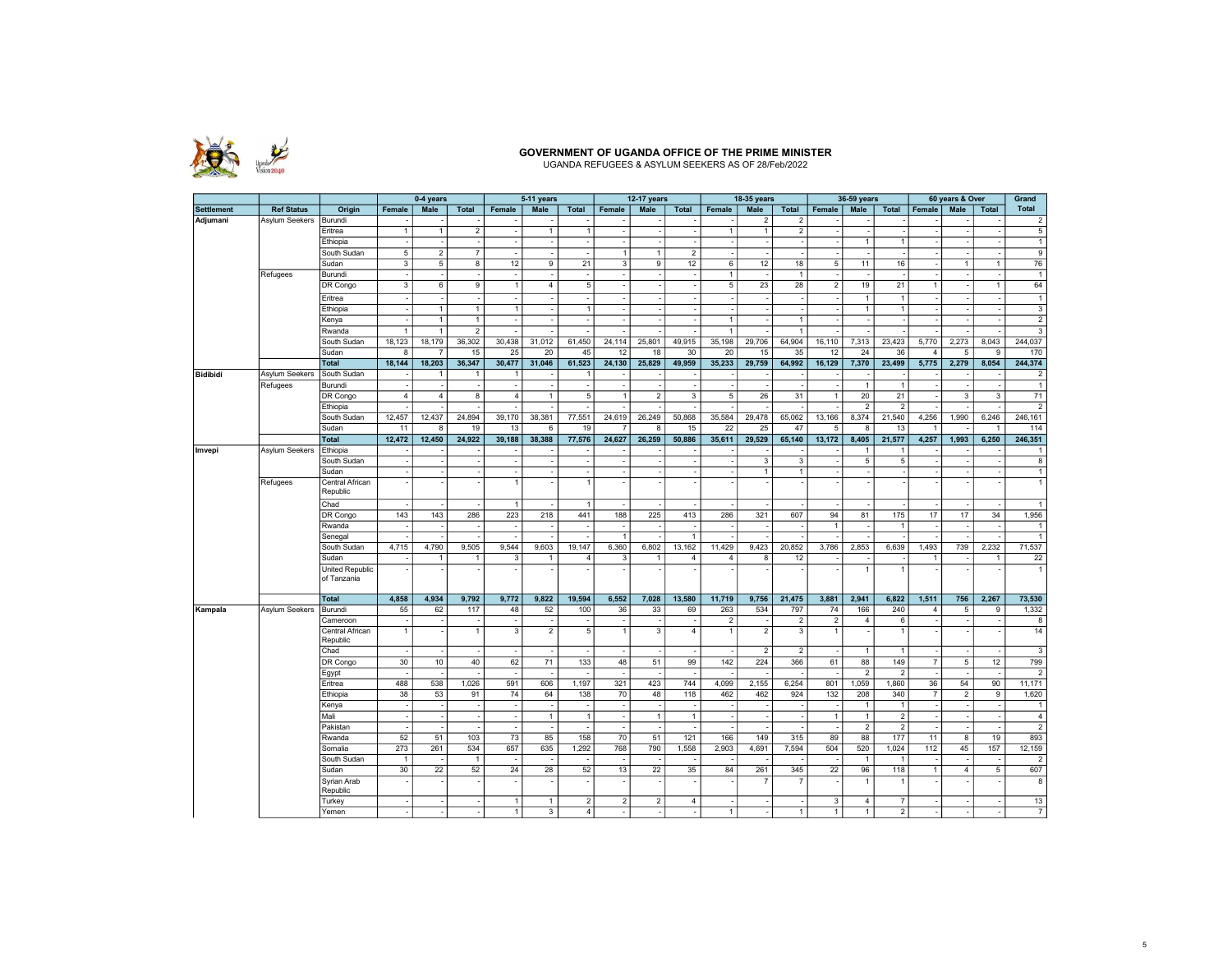# GOVERNMENT OF UGANDA OFFICE OF THE PRIME MINISTER

UGANDA REFUGEES & ASYLUM SEEKERS AS OF 28/Feb/2022

| Settlement | Ref Status | Origin | 0-4 years | | | 5-11 years | | | 12-17 years | | | 18-35 years | | | 36-59 years | | | 60 years & Over | | | Grand Total |
|---|---|---|---|---|---|---|---|---|---|---|---|---|---|---|---|---|---|---|---|---|---|
| | | | Female | Male | Total | Female | Male | Total | Female | Male | Total | Female | Male | Total | Female | Male | Total | Female | Male | Total | |
| Adjumani | Asylum Seekers | Burundi | - | - | - | - | - | - | - | - | - | - | 2 | 2 | - | - | - | - | - | - | 2 |
| | | Eritrea | 1 | 1 | 2 | - | 1 | 1 | - | - | - | 1 | 1 | 2 | - | - | - | - | - | - | 5 |
| | | Ethiopia | - | - | - | - | - | - | - | - | - | - | - | - | - | 1 | 1 | - | - | - | 1 |
| | | South Sudan | 5 | 2 | 7 | - | - | - | 1 | 1 | 2 | - | - | - | - | - | - | - | - | - | 9 |
| | | Sudan | 3 | 5 | 8 | 12 | 9 | 21 | 3 | 9 | 12 | 6 | 12 | 18 | 5 | 11 | 16 | - | 1 | 1 | 76 |
| | Refugees | Burundi | - | - | - | - | - | - | - | - | - | 1 | - | 1 | - | - | - | - | - | - | 1 |
| | | DR Congo | 3 | 6 | 9 | 1 | 4 | 5 | - | - | - | 5 | 23 | 28 | 2 | 19 | 21 | 1 | - | 1 | 64 |
| | | Eritrea | - | - | - | - | - | - | - | - | - | - | - | - | - | 1 | 1 | - | - | - | 1 |
| | | Ethiopia | - | 1 | 1 | 1 | - | 1 | - | - | - | - | - | - | - | 1 | 1 | - | - | - | 3 |
| | | Kenya | - | 1 | 1 | - | - | - | - | - | - | 1 | - | 1 | - | - | - | - | - | - | 2 |
| | | Rwanda | 1 | 1 | 2 | - | - | - | - | - | - | 1 | - | 1 | - | - | - | - | - | - | 3 |
| | | South Sudan | 18,123 | 18,179 | 36,302 | 30,438 | 31,012 | 61,450 | 24,114 | 25,801 | 49,915 | 35,198 | 29,706 | 64,904 | 16,110 | 7,313 | 23,423 | 5,770 | 2,273 | 8,043 | 244,037 |
| | | Sudan | 8 | 7 | 15 | 25 | 20 | 45 | 12 | 18 | 30 | 20 | 15 | 35 | 12 | 24 | 36 | 4 | 5 | 9 | 170 |
| | | **Total** | **18,144** | **18,203** | **36,347** | **30,477** | **31,046** | **61,523** | **24,130** | **25,829** | **49,959** | **35,233** | **29,759** | **64,992** | **16,129** | **7,370** | **23,499** | **5,775** | **2,279** | **8,054** | **244,374** |
| Bidibidi | Asylum Seekers | South Sudan | - | 1 | 1 | 1 | - | 1 | - | - | - | - | - | - | - | - | - | - | - | - | 2 |
| | Refugees | Burundi | - | - | - | - | - | - | - | - | - | - | - | - | - | 1 | 1 | - | - | - | 1 |
| | | DR Congo | 4 | 4 | 8 | 4 | 1 | 5 | 1 | 2 | 3 | 5 | 26 | 31 | 1 | 20 | 21 | - | 3 | 3 | 71 |
| | | Ethiopia | - | - | - | - | - | - | - | - | - | - | - | - | - | 2 | 2 | - | - | - | 2 |
| | | South Sudan | 12,457 | 12,437 | 24,894 | 39,170 | 38,381 | 77,551 | 24,619 | 26,249 | 50,868 | 35,584 | 29,478 | 65,062 | 13,166 | 8,374 | 21,540 | 4,256 | 1,990 | 6,246 | 246,161 |
| | | Sudan | 11 | 8 | 19 | 13 | 6 | 19 | 7 | 8 | 15 | 22 | 25 | 47 | 5 | 8 | 13 | 1 | - | 1 | 114 |
| | | **Total** | **12,472** | **12,450** | **24,922** | **39,188** | **38,388** | **77,576** | **24,627** | **26,259** | **50,886** | **35,611** | **29,529** | **65,140** | **13,172** | **8,405** | **21,577** | **4,257** | **1,993** | **6,250** | **246,351** |
| Imvepi | Asylum Seekers | Ethiopia | - | - | - | - | - | - | - | - | - | - | - | - | - | 1 | 1 | - | - | - | 1 |
| | | South Sudan | - | - | - | - | - | - | - | - | - | - | 3 | 3 | - | 5 | 5 | - | - | - | 8 |
| | | Sudan | - | - | - | - | - | - | - | - | - | - | 1 | 1 | - | - | - | - | - | - | 1 |
| | Refugees | Central African Republic | - | - | - | 1 | - | 1 | - | - | - | - | - | - | - | - | - | - | - | - | 1 |
| | | Chad | - | - | - | 1 | - | 1 | - | - | - | - | - | - | - | - | - | - | - | - | 1 |
| | | DR Congo | 143 | 143 | 286 | 223 | 218 | 441 | 188 | 225 | 413 | 286 | 321 | 607 | 94 | 81 | 175 | 17 | 17 | 34 | 1,956 |
| | | Rwanda | - | - | - | - | - | - | - | - | - | - | - | - | 1 | - | 1 | - | - | - | 1 |
| | | Senegal | - | - | - | - | - | - | 1 | - | 1 | - | - | - | - | - | - | - | - | - | 1 |
| | | South Sudan | 4,715 | 4,790 | 9,505 | 9,544 | 9,603 | 19,147 | 6,360 | 6,802 | 13,162 | 11,429 | 9,423 | 20,852 | 3,786 | 2,853 | 6,639 | 1,493 | 739 | 2,232 | 71,537 |
| | | Sudan | - | 1 | 1 | 3 | 1 | 4 | 3 | 1 | 4 | 4 | 8 | 12 | - | - | - | 1 | - | 1 | 22 |
| | | United Republic of Tanzania | - | - | - | - | - | - | - | - | - | - | - | - | - | 1 | 1 | - | - | - | 1 |
| | | **Total** | **4,858** | **4,934** | **9,792** | **9,772** | **9,822** | **19,594** | **6,552** | **7,028** | **13,580** | **11,719** | **9,756** | **21,475** | **3,881** | **2,941** | **6,822** | **1,511** | **756** | **2,267** | **73,530** |
| Kampala | Asylum Seekers | Burundi | 55 | 62 | 117 | 48 | 52 | 100 | 36 | 33 | 69 | 263 | 534 | 797 | 74 | 166 | 240 | 4 | 5 | 9 | 1,332 |
| | | Cameroon | - | - | - | - | - | - | - | - | - | 2 | - | 2 | 2 | 4 | 6 | - | - | - | 8 |
| | | Central African Republic | 1 | - | 1 | 3 | 2 | 5 | 1 | 3 | 4 | 1 | 2 | 3 | 1 | - | 1 | - | - | - | 14 |
| | | Chad | - | - | - | - | - | - | - | - | - | - | 2 | 2 | - | 1 | 1 | - | - | - | 3 |
| | | DR Congo | 30 | 10 | 40 | 62 | 71 | 133 | 48 | 51 | 99 | 142 | 224 | 366 | 61 | 88 | 149 | 7 | 5 | 12 | 799 |
| | | Egypt | - | - | - | - | - | - | - | - | - | - | - | - | - | 2 | 2 | - | - | - | 2 |
| | | Eritrea | 488 | 538 | 1,026 | 591 | 606 | 1,197 | 321 | 423 | 744 | 4,099 | 2,155 | 6,254 | 801 | 1,059 | 1,860 | 36 | 54 | 90 | 11,171 |
| | | Ethiopia | 38 | 53 | 91 | 74 | 64 | 138 | 70 | 48 | 118 | 462 | 462 | 924 | 132 | 208 | 340 | 7 | 2 | 9 | 1,620 |
| | | Kenya | - | - | - | - | - | - | - | - | - | - | - | - | - | 1 | 1 | - | - | - | 1 |
| | | Mali | - | - | - | - | 1 | 1 | - | 1 | 1 | - | - | - | 1 | 1 | 2 | - | - | - | 4 |
| | | Pakistan | - | - | - | - | - | - | - | - | - | - | - | - | - | 2 | 2 | - | - | - | 2 |
| | | Rwanda | 52 | 51 | 103 | 73 | 85 | 158 | 70 | 51 | 121 | 166 | 149 | 315 | 89 | 88 | 177 | 11 | 8 | 19 | 893 |
| | | Somalia | 273 | 261 | 534 | 657 | 635 | 1,292 | 768 | 790 | 1,558 | 2,903 | 4,691 | 7,594 | 504 | 520 | 1,024 | 112 | 45 | 157 | 12,159 |
| | | South Sudan | 1 | - | 1 | - | - | - | - | - | - | - | - | - | - | 1 | 1 | - | - | - | 2 |
| | | Sudan | 30 | 22 | 52 | 24 | 28 | 52 | 13 | 22 | 35 | 84 | 261 | 345 | 22 | 96 | 118 | 1 | 4 | 5 | 607 |
| | | Syrian Arab Republic | - | - | - | - | - | - | - | - | - | - | 7 | 7 | - | 1 | 1 | - | - | - | 8 |
| | | Turkey | - | - | - | 1 | 1 | 2 | 2 | 2 | 4 | - | - | - | 3 | 4 | 7 | - | - | - | 13 |
| | | Yemen | - | - | - | 1 | 3 | 4 | - | - | - | 1 | - | 1 | 1 | 1 | 2 | - | - | - | 7 |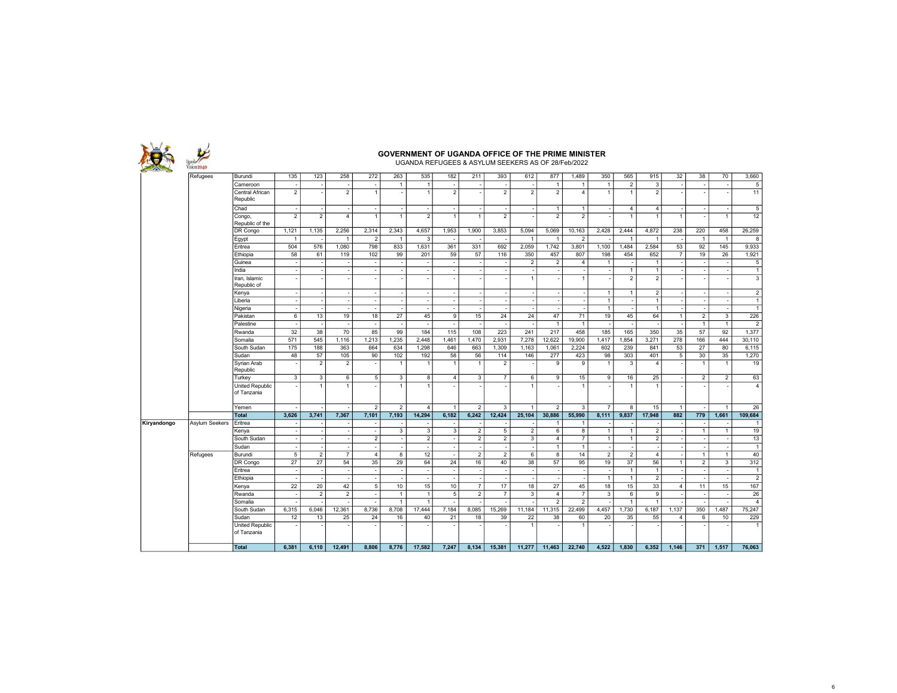# GOVERNMENT OF UGANDA OFFICE OF THE PRIME MINISTER

UGANDA REFUGEES & ASYLUM SEEKERS AS OF 28/Feb/2022

| | | | | | | | | | | | | | | | | | | | | | |
|---|---|---|---|---|---|---|---|---|---|---|---|---|---|---|---|---|---|---|---|---|---|
| | Refugees | Burundi | 135 | 123 | 258 | 272 | 263 | 535 | 182 | 211 | 393 | 612 | 877 | 1,489 | 350 | 565 | 915 | 32 | 38 | 70 | 3,660 |
| | | Cameroon | - | - | - | - | 1 | 1 | - | - | - | - | 1 | 1 | 1 | 2 | 3 | - | - | - | 5 |
| | | Central African Republic | 2 | - | 2 | 1 | - | 1 | 2 | - | 2 | 2 | 2 | 4 | 1 | 1 | 2 | - | - | - | 11 |
| | | Chad | - | - | - | - | - | - | - | - | - | - | 1 | 1 | - | 4 | 4 | - | - | - | 5 |
| | | Congo, Republic of the | 2 | 2 | 4 | 1 | 1 | 2 | 1 | 1 | 2 | - | 2 | 2 | - | 1 | 1 | 1 | - | 1 | 12 |
| | | DR Congo | 1,121 | 1,135 | 2,256 | 2,314 | 2,343 | 4,657 | 1,953 | 1,900 | 3,853 | 5,094 | 5,069 | 10,163 | 2,428 | 2,444 | 4,872 | 238 | 220 | 458 | 26,259 |
| | | Egypt | 1 | - | 1 | 2 | 1 | 3 | - | - | - | 1 | 1 | 2 | - | 1 | 1 | - | 1 | 1 | 8 |
| | | Eritrea | 504 | 576 | 1,080 | 798 | 833 | 1,631 | 361 | 331 | 692 | 2,059 | 1,742 | 3,801 | 1,100 | 1,484 | 2,584 | 53 | 92 | 145 | 9,933 |
| | | Ethiopia | 58 | 61 | 119 | 102 | 99 | 201 | 59 | 57 | 116 | 350 | 457 | 807 | 198 | 454 | 652 | 7 | 19 | 26 | 1,921 |
| | | Guinea | - | - | - | - | - | - | - | - | - | 2 | 2 | 4 | 1 | - | 1 | - | - | - | 5 |
| | | India | - | - | - | - | - | - | - | - | - | - | - | - | - | 1 | 1 | - | - | - | 1 |
| | | Iran, Islamic Republic of | - | - | - | - | - | - | - | - | - | 1 | - | 1 | - | 2 | 2 | - | - | - | 3 |
| | | Kenya | - | - | - | - | - | - | - | - | - | - | - | - | 1 | 1 | 2 | - | - | - | 2 |
| | | Liberia | - | - | - | - | - | - | - | - | - | - | - | - | 1 | - | 1 | - | - | - | 1 |
| | | Nigeria | - | - | - | - | - | - | - | - | - | - | - | - | 1 | - | 1 | - | - | - | 1 |
| | | Pakistan | 6 | 13 | 19 | 18 | 27 | 45 | 9 | 15 | 24 | 24 | 47 | 71 | 19 | 45 | 64 | 1 | 2 | 3 | 226 |
| | | Palestine | - | - | - | - | - | - | - | - | - | - | 1 | 1 | - | - | - | - | 1 | 1 | 2 |
| | | Rwanda | 32 | 38 | 70 | 85 | 99 | 184 | 115 | 108 | 223 | 241 | 217 | 458 | 185 | 165 | 350 | 35 | 57 | 92 | 1,377 |
| | | Somalia | 571 | 545 | 1,116 | 1,213 | 1,235 | 2,448 | 1,461 | 1,470 | 2,931 | 7,278 | 12,622 | 19,900 | 1,417 | 1,854 | 3,271 | 278 | 166 | 444 | 30,110 |
| | | South Sudan | 175 | 188 | 363 | 664 | 634 | 1,298 | 646 | 663 | 1,309 | 1,163 | 1,061 | 2,224 | 602 | 239 | 841 | 53 | 27 | 80 | 6,115 |
| | | Sudan | 48 | 57 | 105 | 90 | 102 | 192 | 58 | 56 | 114 | 146 | 277 | 423 | 98 | 303 | 401 | 5 | 30 | 35 | 1,270 |
| | | Syrian Arab Republic | - | 2 | 2 | - | 1 | 1 | 1 | 1 | 2 | - | 9 | 9 | 1 | 3 | 4 | - | 1 | 1 | 19 |
| | | Turkey | 3 | 3 | 6 | 5 | 3 | 8 | 4 | 3 | 7 | 6 | 9 | 15 | 9 | 16 | 25 | - | 2 | 2 | 63 |
| | | United Republic of Tanzania | - | 1 | 1 | - | 1 | 1 | - | - | - | 1 | - | 1 | - | 1 | 1 | - | - | - | 4 |
| | | Yemen | - | - | - | 2 | 2 | 4 | 1 | 2 | 3 | 1 | 2 | 3 | 7 | 8 | 15 | 1 | - | 1 | 26 |
| | | **Total** | **3,626** | **3,741** | **7,367** | **7,101** | **7,193** | **14,294** | **6,182** | **6,242** | **12,424** | **25,104** | **30,886** | **55,990** | **8,111** | **9,837** | **17,948** | **882** | **779** | **1,661** | **109,684** |
| **Kiryandongo** | Asylum Seekers | Eritrea | - | - | - | - | - | - | - | - | - | - | 1 | 1 | - | - | - | - | - | - | 1 |
| | | Kenya | - | - | - | - | 3 | 3 | 3 | 2 | 5 | 2 | 6 | 8 | 1 | 1 | 2 | - | 1 | 1 | 19 |
| | | South Sudan | - | - | - | 2 | - | 2 | - | 2 | 2 | 3 | 4 | 7 | 1 | 1 | 2 | - | - | - | 13 |
| | | Sudan | - | - | - | - | - | - | - | - | - | - | 1 | 1 | - | - | - | - | - | - | 1 |
| | Refugees | Burundi | 5 | 2 | 7 | 4 | 8 | 12 | - | 2 | 2 | 6 | 8 | 14 | 2 | 2 | 4 | - | 1 | 1 | 40 |
| | | DR Congo | 27 | 27 | 54 | 35 | 29 | 64 | 24 | 16 | 40 | 38 | 57 | 95 | 19 | 37 | 56 | 1 | 2 | 3 | 312 |
| | | Eritrea | - | - | - | - | - | - | - | - | - | - | - | - | - | 1 | 1 | - | - | - | 1 |
| | | Ethiopia | - | - | - | - | - | - | - | - | - | - | - | - | 1 | 1 | 2 | - | - | - | 2 |
| | | Kenya | 22 | 20 | 42 | 5 | 10 | 15 | 10 | 7 | 17 | 18 | 27 | 45 | 18 | 15 | 33 | 4 | 11 | 15 | 167 |
| | | Rwanda | - | 2 | 2 | - | 1 | 1 | 5 | 2 | 7 | 3 | 4 | 7 | 3 | 6 | 9 | - | - | - | 26 |
| | | Somalia | - | - | - | - | 1 | 1 | - | - | - | - | 2 | 2 | - | 1 | 1 | - | - | - | 4 |
| | | South Sudan | 6,315 | 6,046 | 12,361 | 8,736 | 8,708 | 17,444 | 7,184 | 8,085 | 15,269 | 11,184 | 11,315 | 22,499 | 4,457 | 1,730 | 6,187 | 1,137 | 350 | 1,487 | 75,247 |
| | | Sudan | 12 | 13 | 25 | 24 | 16 | 40 | 21 | 18 | 39 | 22 | 38 | 60 | 20 | 35 | 55 | 4 | 6 | 10 | 229 |
| | | United Republic of Tanzania | - | - | - | - | - | - | - | - | - | 1 | - | 1 | - | - | - | - | - | - | 1 |
| | | **Total** | **6,381** | **6,110** | **12,491** | **8,806** | **8,776** | **17,582** | **7,247** | **8,134** | **15,381** | **11,277** | **11,463** | **22,740** | **4,522** | **1,830** | **6,352** | **1,146** | **371** | **1,517** | **76,063** |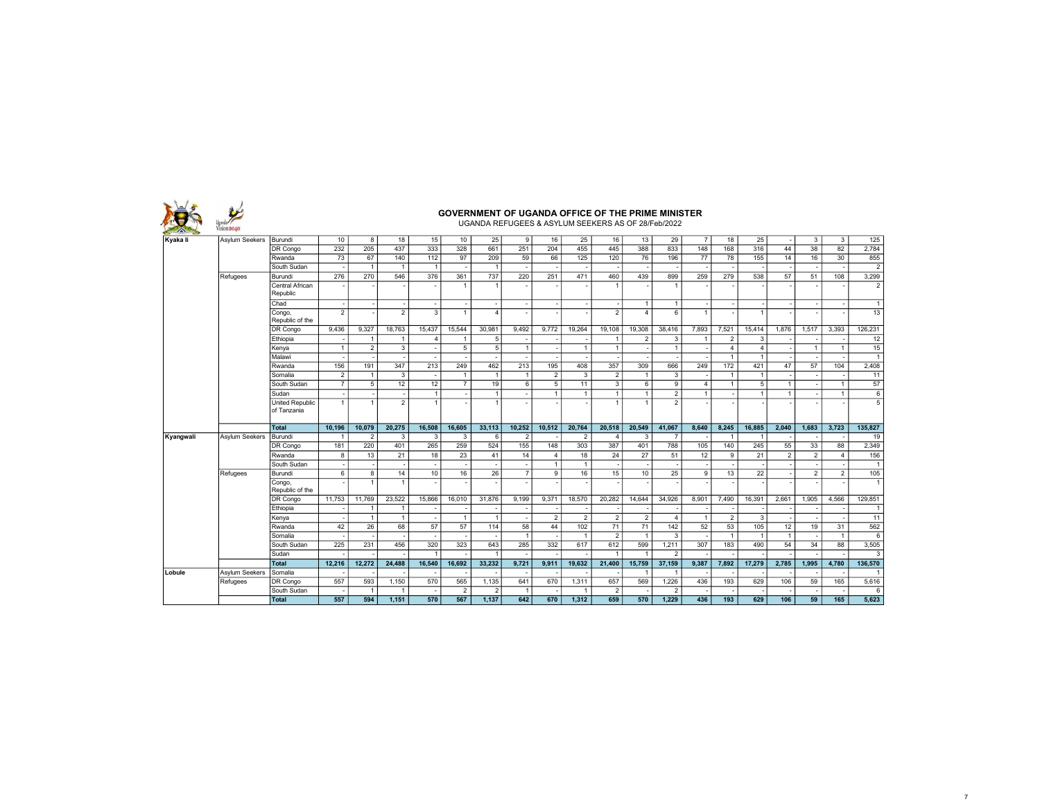# GOVERNMENT OF UGANDA OFFICE OF THE PRIME MINISTER

UGANDA REFUGEES & ASYLUM SEEKERS AS OF 28/Feb/2022

| | | | | | | | | | | | | | | | | | | | | | |
|---|---|---|---|---|---|---|---|---|---|---|---|---|---|---|---|---|---|---|---|---|---|
| Kyaka Ii | Asylum Seekers | Burundi | 10 | 8 | 18 | 15 | 10 | 25 | 9 | 16 | 25 | 16 | 13 | 29 | 7 | 18 | 25 | - | 3 | 3 | 125 |
| | | DR Congo | 232 | 205 | 437 | 333 | 328 | 661 | 251 | 204 | 455 | 445 | 388 | 833 | 148 | 168 | 316 | 44 | 38 | 82 | 2,784 |
| | | Rwanda | 73 | 67 | 140 | 112 | 97 | 209 | 59 | 66 | 125 | 120 | 76 | 196 | 77 | 78 | 155 | 14 | 16 | 30 | 855 |
| | | South Sudan | - | 1 | 1 | 1 | - | 1 | - | - | - | - | - | - | - | - | - | - | - | - | 2 |
| | Refugees | Burundi | 276 | 270 | 546 | 376 | 361 | 737 | 220 | 251 | 471 | 460 | 439 | 899 | 259 | 279 | 538 | 57 | 51 | 108 | 3,299 |
| | | Central African Republic | - | - | - | - | 1 | 1 | - | - | - | 1 | - | 1 | - | - | - | - | - | - | 2 |
| | | Chad | - | - | - | - | - | - | - | - | - | - | 1 | 1 | - | - | - | - | - | - | 1 |
| | | Congo, Republic of the | 2 | - | 2 | 3 | 1 | 4 | - | - | - | 2 | 4 | 6 | 1 | - | 1 | - | - | - | 13 |
| | | DR Congo | 9,436 | 9,327 | 18,763 | 15,437 | 15,544 | 30,981 | 9,492 | 9,772 | 19,264 | 19,108 | 19,308 | 38,416 | 7,893 | 7,521 | 15,414 | 1,876 | 1,517 | 3,393 | 126,231 |
| | | Ethiopia | - | 1 | 1 | 4 | 1 | 5 | - | - | - | 1 | 2 | 3 | 1 | 2 | 3 | - | - | - | 12 |
| | | Kenya | 1 | 2 | 3 | - | 5 | 5 | 1 | - | 1 | 1 | - | 1 | - | 4 | 4 | - | 1 | 1 | 15 |
| | | Malawi | - | - | - | - | - | - | - | - | - | - | - | - | - | 1 | 1 | - | - | - | 1 |
| | | Rwanda | 156 | 191 | 347 | 213 | 249 | 462 | 213 | 195 | 408 | 357 | 309 | 666 | 249 | 172 | 421 | 47 | 57 | 104 | 2,408 |
| | | Somalia | 2 | 1 | 3 | - | 1 | 1 | 1 | 2 | 3 | 2 | 1 | 3 | - | 1 | 1 | - | - | - | 11 |
| | | South Sudan | 7 | 5 | 12 | 12 | 7 | 19 | 6 | 5 | 11 | 3 | 6 | 9 | 4 | 1 | 5 | 1 | - | 1 | 57 |
| | | Sudan | - | - | - | 1 | - | 1 | - | 1 | 1 | 1 | 1 | 2 | 1 | - | 1 | 1 | - | 1 | 6 |
| | | United Republic of Tanzania | 1 | 1 | 2 | 1 | - | 1 | - | - | - | 1 | 1 | 2 | - | - | - | - | - | - | 5 |
| | | **Total** | **10,196** | **10,079** | **20,275** | **16,508** | **16,605** | **33,113** | **10,252** | **10,512** | **20,764** | **20,518** | **20,549** | **41,067** | **8,640** | **8,245** | **16,885** | **2,040** | **1,683** | **3,723** | **135,827** |
| Kyangwali | Asylum Seekers | Burundi | 1 | 2 | 3 | 3 | 3 | 6 | 2 | - | 2 | 4 | 3 | 7 | - | 1 | 1 | - | - | - | 19 |
| | | DR Congo | 181 | 220 | 401 | 265 | 259 | 524 | 155 | 148 | 303 | 387 | 401 | 788 | 105 | 140 | 245 | 55 | 33 | 88 | 2,349 |
| | | Rwanda | 8 | 13 | 21 | 18 | 23 | 41 | 14 | 4 | 18 | 24 | 27 | 51 | 12 | 9 | 21 | 2 | 2 | 4 | 156 |
| | | South Sudan | - | - | - | - | - | - | - | 1 | 1 | - | - | - | - | - | - | - | - | - | 1 |
| | Refugees | Burundi | 6 | 8 | 14 | 10 | 16 | 26 | 7 | 9 | 16 | 15 | 10 | 25 | 9 | 13 | 22 | - | 2 | 2 | 105 |
| | | Congo, Republic of the | - | 1 | 1 | - | - | - | - | - | - | - | - | - | - | - | - | - | - | - | 1 |
| | | DR Congo | 11,753 | 11,769 | 23,522 | 15,866 | 16,010 | 31,876 | 9,199 | 9,371 | 18,570 | 20,282 | 14,644 | 34,926 | 8,901 | 7,490 | 16,391 | 2,661 | 1,905 | 4,566 | 129,851 |
| | | Ethiopia | - | 1 | 1 | - | - | - | - | - | - | - | - | - | - | - | - | - | - | - | 1 |
| | | Kenya | - | 1 | 1 | - | 1 | 1 | - | 2 | 2 | 2 | 2 | 4 | 1 | 2 | 3 | - | - | - | 11 |
| | | Rwanda | 42 | 26 | 68 | 57 | 57 | 114 | 58 | 44 | 102 | 71 | 71 | 142 | 52 | 53 | 105 | 12 | 19 | 31 | 562 |
| | | Somalia | - | - | - | - | - | - | 1 | - | 1 | 2 | 1 | 3 | - | 1 | 1 | 1 | - | 1 | 6 |
| | | South Sudan | 225 | 231 | 456 | 320 | 323 | 643 | 285 | 332 | 617 | 612 | 599 | 1,211 | 307 | 183 | 490 | 54 | 34 | 88 | 3,505 |
| | | Sudan | - | - | - | 1 | - | 1 | - | - | - | 1 | 1 | 2 | - | - | - | - | - | - | 3 |
| | | **Total** | **12,216** | **12,272** | **24,488** | **16,540** | **16,692** | **33,232** | **9,721** | **9,911** | **19,632** | **21,400** | **15,759** | **37,159** | **9,387** | **7,892** | **17,279** | **2,785** | **1,995** | **4,780** | **136,570** |
| Lobule | Asylum Seekers | Somalia | - | - | - | - | - | - | - | - | - | - | 1 | 1 | - | - | - | - | - | - | 1 |
| | Refugees | DR Congo | 557 | 593 | 1,150 | 570 | 565 | 1,135 | 641 | 670 | 1,311 | 657 | 569 | 1,226 | 436 | 193 | 629 | 106 | 59 | 165 | 5,616 |
| | | South Sudan | - | 1 | 1 | - | 2 | 2 | 1 | - | 1 | 2 | - | 2 | - | - | - | - | - | - | 6 |
| | | **Total** | **557** | **594** | **1,151** | **570** | **567** | **1,137** | **642** | **670** | **1,312** | **659** | **570** | **1,229** | **436** | **193** | **629** | **106** | **59** | **165** | **5,623** |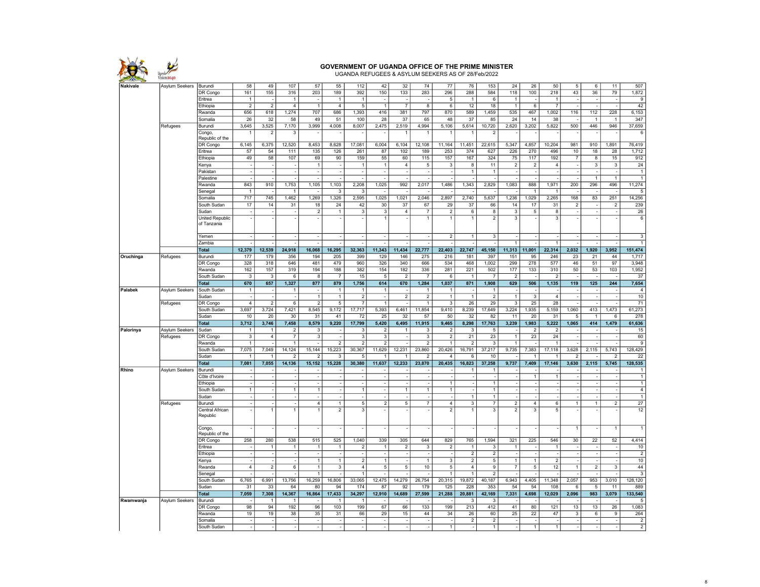**GOVERNMENT OF UGANDA OFFICE OF THE PRIME MINISTER**

UGANDA REFUGEES & ASYLUM SEEKERS AS OF 28/Feb/2022

| | | | | | | | | | | | | | | | | | | | | | |
|---|---|---|---|---|---|---|---|---|---|---|---|---|---|---|---|---|---|---|---|---|---|
| **Nakivale** | Asylum Seekers | Burundi | 58 | 49 | 107 | 57 | 55 | 112 | 42 | 32 | 74 | 77 | 76 | 153 | 24 | 26 | 50 | 5 | 6 | 11 | 507 |
| | | DR Congo | 161 | 155 | 316 | 203 | 189 | 392 | 150 | 133 | 283 | 296 | 288 | 584 | 118 | 100 | 218 | 43 | 36 | 79 | 1,872 |
| | | Eritrea | 1 | - | 1 | - | 1 | 1 | - | - | - | 5 | 1 | 6 | 1 | - | 1 | - | - | - | 9 |
| | | Ethiopia | 2 | 2 | 4 | 1 | 4 | 5 | 1 | 7 | 8 | 6 | 12 | 18 | 1 | 6 | 7 | - | - | - | 42 |
| | | Rwanda | 656 | 618 | 1,274 | 707 | 686 | 1,393 | 416 | 381 | 797 | 870 | 589 | 1,459 | 535 | 467 | 1,002 | 116 | 112 | 228 | 6,153 |
| | | Somalia | 26 | 32 | 58 | 49 | 51 | 100 | 28 | 37 | 65 | 48 | 37 | 85 | 24 | 14 | 38 | - | 1 | 1 | 347 |
| | Refugees | Burundi | 3,645 | 3,525 | 7,170 | 3,999 | 4,008 | 8,007 | 2,475 | 2,519 | 4,994 | 5,106 | 5,614 | 10,720 | 2,620 | 3,202 | 5,822 | 500 | 446 | 946 | 37,659 |
| | | Congo, Republic of the | 1 | 2 | 3 | - | - | - | - | 1 | 1 | 1 | 1 | 2 | - | - | - | - | - | - | 6 |
| | | DR Congo | 6,145 | 6,375 | 12,520 | 8,453 | 8,628 | 17,081 | 6,004 | 6,104 | 12,108 | 11,164 | 11,451 | 22,615 | 5,347 | 4,857 | 10,204 | 981 | 910 | 1,891 | 76,419 |
| | | Eritrea | 57 | 54 | 111 | 135 | 126 | 261 | 87 | 102 | 189 | 253 | 374 | 627 | 226 | 270 | 496 | 10 | 18 | 28 | 1,712 |
| | | Ethiopia | 49 | 58 | 107 | 69 | 90 | 159 | 55 | 60 | 115 | 157 | 167 | 324 | 75 | 117 | 192 | 7 | 8 | 15 | 912 |
| | | Kenya | - | - | - | 1 | - | 1 | 1 | 4 | 5 | 3 | 8 | 11 | 2 | 2 | 4 | - | 3 | 3 | 24 |
| | | Pakistan | - | - | - | - | - | - | - | - | - | - | 1 | 1 | - | - | - | - | - | - | 1 |
| | | Palestine | - | - | - | - | - | - | - | - | - | - | - | - | - | - | - | - | 1 | 1 | 1 |
| | | Rwanda | 843 | 910 | 1,753 | 1,105 | 1,103 | 2,208 | 1,025 | 992 | 2,017 | 1,486 | 1,343 | 2,829 | 1,083 | 888 | 1,971 | 200 | 296 | 496 | 11,274 |
| | | Senegal | 1 | - | 1 | - | 3 | 3 | - | - | - | - | - | - | - | 1 | 1 | - | - | - | 5 |
| | | Somalia | 717 | 745 | 1,462 | 1,269 | 1,326 | 2,595 | 1,025 | 1,021 | 2,046 | 2,897 | 2,740 | 5,637 | 1,236 | 1,029 | 2,265 | 168 | 83 | 251 | 14,256 |
| | | South Sudan | 17 | 14 | 31 | 18 | 24 | 42 | 30 | 37 | 67 | 29 | 37 | 66 | 14 | 17 | 31 | 2 | - | 2 | 239 |
| | | Sudan | - | - | - | 2 | 1 | 3 | 3 | 4 | 7 | 2 | 6 | 8 | 3 | 5 | 8 | - | - | - | 26 |
| | | United Republic of Tanzania | - | - | - | - | - | - | 1 | - | 1 | 1 | 1 | 2 | 3 | - | 3 | - | - | - | 6 |
| | | Yemen | - | - | - | - | - | - | - | - | - | 2 | 1 | 3 | - | - | - | - | - | - | 3 |
| | | Zambia | - | - | - | - | - | - | - | - | - | - | - | - | 1 | - | 1 | - | - | - | 1 |
| | | **Total** | **12,379** | **12,539** | **24,918** | **16,068** | **16,295** | **32,363** | **11,343** | **11,434** | **22,777** | **22,403** | **22,747** | **45,150** | **11,313** | **11,001** | **22,314** | **2,032** | **1,920** | **3,952** | **151,474** |
| **Oruchinga** | Refugees | Burundi | 177 | 179 | 356 | 194 | 205 | 399 | 129 | 146 | 275 | 216 | 181 | 397 | 151 | 95 | 246 | 23 | 21 | 44 | 1,717 |
| | | DR Congo | 328 | 318 | 646 | 481 | 479 | 960 | 326 | 340 | 666 | 534 | 468 | 1,002 | 299 | 278 | 577 | 46 | 51 | 97 | 3,948 |
| | | Rwanda | 162 | 157 | 319 | 194 | 188 | 382 | 154 | 182 | 336 | 281 | 221 | 502 | 177 | 133 | 310 | 50 | 53 | 103 | 1,952 |
| | | South Sudan | 3 | 3 | 6 | 8 | 7 | 15 | 5 | 2 | 7 | 6 | 1 | 7 | 2 | - | 2 | - | - | - | 37 |
| | | **Total** | **670** | **657** | **1,327** | **877** | **879** | **1,756** | **614** | **670** | **1,284** | **1,037** | **871** | **1,908** | **629** | **506** | **1,135** | **119** | **125** | **244** | **7,654** |
| **Palabek** | Asylum Seekers | South Sudan | 1 | - | 1 | - | 1 | 1 | 1 | - | 1 | 1 | - | 1 | - | - | - | - | - | - | 4 |
| | | Sudan | - | - | - | 1 | 1 | 2 | - | 2 | 2 | 1 | 1 | 2 | 1 | 3 | 4 | - | - | - | 10 |
| | Refugees | DR Congo | 4 | 2 | 6 | 2 | 5 | 7 | 1 | - | 1 | 3 | 26 | 29 | 3 | 25 | 28 | - | - | - | 71 |
| | | South Sudan | 3,697 | 3,724 | 7,421 | 8,545 | 9,172 | 17,717 | 5,393 | 6,461 | 11,854 | 9,410 | 8,239 | 17,649 | 3,224 | 1,935 | 5,159 | 1,060 | 413 | 1,473 | 61,273 |
| | | Sudan | 10 | 20 | 30 | 31 | 41 | 72 | 25 | 32 | 57 | 50 | 32 | 82 | 11 | 20 | 31 | 5 | 1 | 6 | 278 |
| | | **Total** | **3,712** | **3,746** | **7,458** | **8,579** | **9,220** | **17,799** | **5,420** | **6,495** | **11,915** | **9,465** | **8,298** | **17,763** | **3,239** | **1,983** | **5,222** | **1,065** | **414** | **1,479** | **61,636** |
| **Palorinya** | Asylum Seekers | Sudan | 1 | 1 | 2 | 3 | - | 3 | 2 | 1 | 3 | 2 | 3 | 5 | - | 2 | 2 | - | - | - | 15 |
| | Refugees | DR Congo | 3 | 4 | 7 | 3 | - | 3 | 3 | - | 3 | 2 | 21 | 23 | 1 | 23 | 24 | - | - | - | 60 |
| | | Rwanda | 1 | - | 1 | - | 2 | 2 | 2 | - | 2 | 1 | 2 | 3 | 1 | - | 1 | - | - | - | 9 |
| | | South Sudan | 7,075 | 7,049 | 14,124 | 15,144 | 15,223 | 30,367 | 11,629 | 12,231 | 23,860 | 20,426 | 16,791 | 37,217 | 9,735 | 7,383 | 17,118 | 3,628 | 2,115 | 5,743 | 128,429 |
| | | Sudan | 1 | 1 | 2 | 2 | 3 | 5 | 1 | 1 | 2 | 4 | 6 | 10 | - | 1 | 1 | 2 | - | 2 | 22 |
| | | **Total** | **7,081** | **7,055** | **14,136** | **15,152** | **15,228** | **30,380** | **11,637** | **12,233** | **23,870** | **20,435** | **16,823** | **37,258** | **9,737** | **7,409** | **17,146** | **3,630** | **2,115** | **5,745** | **128,535** |
| **Rhino** | Asylum Seekers | Burundi | - | - | - | - | - | - | - | - | - | - | 1 | 1 | - | - | - | - | - | - | 1 |
| | | Côte d'Ivoire | - | - | - | - | - | - | - | - | - | - | - | - | - | 1 | 1 | - | - | - | 1 |
| | | Ethiopia | - | - | - | - | - | - | - | - | - | 1 | - | 1 | - | - | - | - | - | - | 1 |
| | | South Sudan | 1 | - | 1 | 1 | - | 1 | - | 1 | 1 | 1 | - | 1 | - | - | - | - | - | - | 4 |
| | | Sudan | - | - | - | - | - | - | - | - | - | - | 1 | 1 | - | - | - | - | - | - | 1 |
| | Refugees | Burundi | - | - | - | 4 | 1 | 5 | 2 | 5 | 7 | 4 | 3 | 7 | 2 | 4 | 6 | 1 | 1 | 2 | 27 |
| | | Central African Republic | - | 1 | 1 | 1 | 2 | 3 | - | - | - | 2 | 1 | 3 | 2 | 3 | 5 | - | - | - | 12 |
| | | Congo, Republic of the | - | - | - | - | - | - | - | - | - | - | - | - | - | - | - | 1 | - | 1 | 1 |
| | | DR Congo | 258 | 280 | 538 | 515 | 525 | 1,040 | 339 | 305 | 644 | 829 | 765 | 1,594 | 321 | 225 | 546 | 30 | 22 | 52 | 4,414 |
| | | Eritrea | - | 1 | 1 | 1 | 1 | 2 | 1 | 2 | 3 | 2 | 1 | 3 | 1 | - | 1 | - | - | - | 10 |
| | | Ethiopia | - | - | - | - | - | - | - | - | - | - | 2 | 2 | - | - | - | - | - | - | 2 |
| | | Kenya | - | - | - | 1 | 1 | 2 | 1 | - | 1 | 3 | 2 | 5 | 1 | 1 | 2 | - | - | - | 10 |
| | | Rwanda | 4 | 2 | 6 | 1 | 3 | 4 | 5 | 5 | 10 | 5 | 4 | 9 | 7 | 5 | 12 | 1 | 2 | 3 | 44 |
| | | Senegal | - | - | - | 1 | - | 1 | - | - | - | 1 | 1 | 2 | - | - | - | - | - | - | 3 |
| | | South Sudan | 6,765 | 6,991 | 13,756 | 16,259 | 16,806 | 33,065 | 12,475 | 14,279 | 26,754 | 20,315 | 19,872 | 40,187 | 6,943 | 4,405 | 11,348 | 2,057 | 953 | 3,010 | 128,120 |
| | | Sudan | 31 | 33 | 64 | 80 | 94 | 174 | 87 | 92 | 179 | 125 | 228 | 353 | 54 | 54 | 108 | 6 | 5 | 11 | 889 |
| | | **Total** | **7,059** | **7,308** | **14,367** | **16,864** | **17,433** | **34,297** | **12,910** | **14,689** | **27,599** | **21,288** | **20,881** | **42,169** | **7,331** | **4,698** | **12,029** | **2,096** | **983** | **3,079** | **133,540** |
| **Rwamwanja** | Asylum Seekers | Burundi | - | 1 | 1 | - | 1 | 1 | - | - | - | - | 3 | 3 | - | - | - | - | - | - | 5 |
| | | DR Congo | 98 | 94 | 192 | 96 | 103 | 199 | 67 | 66 | 133 | 199 | 213 | 412 | 41 | 80 | 121 | 13 | 13 | 26 | 1,083 |
| | | Rwanda | 19 | 19 | 38 | 35 | 31 | 66 | 29 | 15 | 44 | 34 | 26 | 60 | 25 | 22 | 47 | 3 | 6 | 9 | 264 |
| | | Somalia | - | - | - | - | - | - | - | - | - | - | 2 | 2 | - | - | - | - | - | - | 2 |
| | | South Sudan | - | - | - | - | - | - | - | - | - | 1 | - | 1 | - | 1 | 1 | - | - | - | 2 |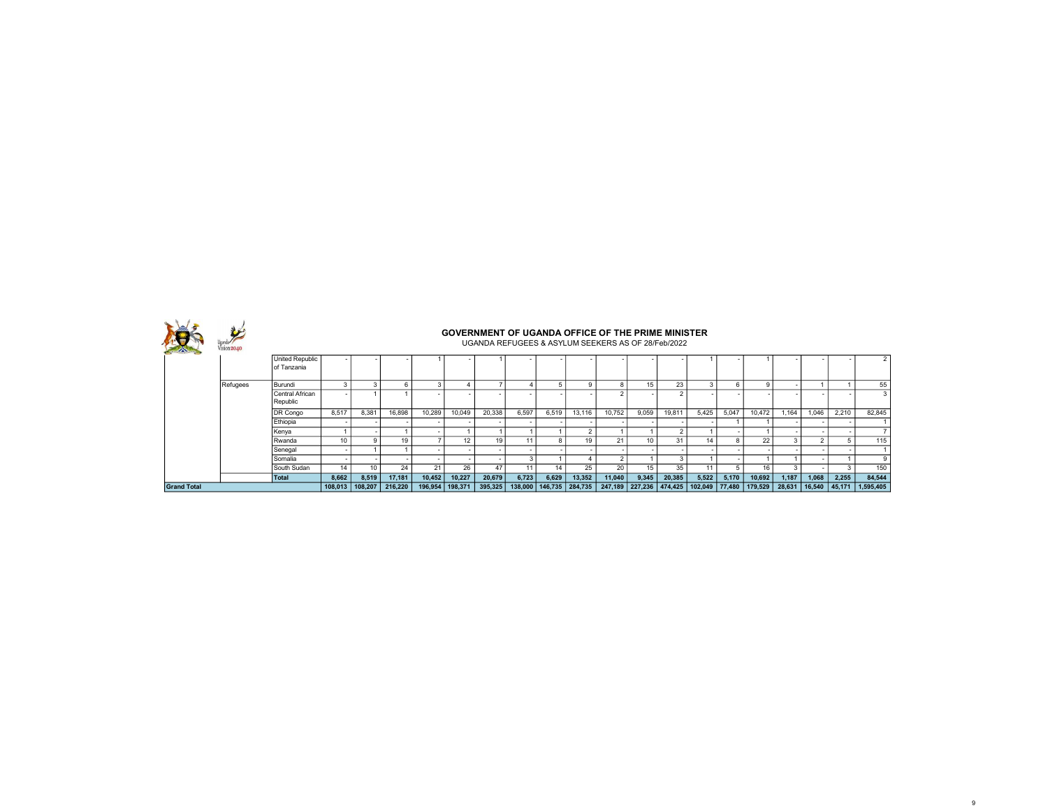# GOVERNMENT OF UGANDA OFFICE OF THE PRIME MINISTER

UGANDA REFUGEES & ASYLUM SEEKERS AS OF 28/Feb/2022

| | | | | | | | | | | | | | | | | | | | | | |
|---|---|---|---|---|---|---|---|---|---|---|---|---|---|---|---|---|---|---|---|---|---|
| | | United Republic of Tanzania | - | - | - | 1 | - | 1 | - | - | - | - | - | - | 1 | - | 1 | - | - | - | 2 |
| | Refugees | Burundi | 3 | 3 | 6 | 3 | 4 | 7 | 4 | 5 | 9 | 8 | 15 | 23 | 3 | 6 | 9 | - | 1 | 1 | 55 |
| | | Central African Republic | - | 1 | 1 | - | - | - | - | - | - | 2 | - | 2 | - | - | - | - | - | - | 3 |
| | | DR Congo | 8,517 | 8,381 | 16,898 | 10,289 | 10,049 | 20,338 | 6,597 | 6,519 | 13,116 | 10,752 | 9,059 | 19,811 | 5,425 | 5,047 | 10,472 | 1,164 | 1,046 | 2,210 | 82,845 |
| | | Ethiopia | - | - | - | - | - | - | - | - | - | - | - | - | - | 1 | 1 | - | - | - | 1 |
| | | Kenya | 1 | - | 1 | - | 1 | 1 | 1 | 1 | 2 | 1 | 1 | 2 | 1 | - | 1 | - | - | - | 7 |
| | | Rwanda | 10 | 9 | 19 | 7 | 12 | 19 | 11 | 8 | 19 | 21 | 10 | 31 | 14 | 8 | 22 | 3 | 2 | 5 | 115 |
| | | Senegal | - | 1 | 1 | - | - | - | - | - | - | - | - | - | - | - | - | - | - | - | 1 |
| | | Somalia | - | - | - | - | - | - | 3 | 1 | 4 | 2 | 1 | 3 | 1 | - | 1 | 1 | - | 1 | 9 |
| | | South Sudan | 14 | 10 | 24 | 21 | 26 | 47 | 11 | 14 | 25 | 20 | 15 | 35 | 11 | 5 | 16 | 3 | - | 3 | 150 |
| | | **Total** | **8,662** | **8,519** | **17,181** | **10,452** | **10,227** | **20,679** | **6,723** | **6,629** | **13,352** | **11,040** | **9,345** | **20,385** | **5,522** | **5,170** | **10,692** | **1,187** | **1,068** | **2,255** | **84,544** |
| **Grand Total** | | | **108,013** | **108,207** | **216,220** | **196,954** | **198,371** | **395,325** | **138,000** | **146,735** | **284,735** | **247,189** | **227,236** | **474,425** | **102,049** | **77,480** | **179,529** | **28,631** | **16,540** | **45,171** | **1,595,405** |